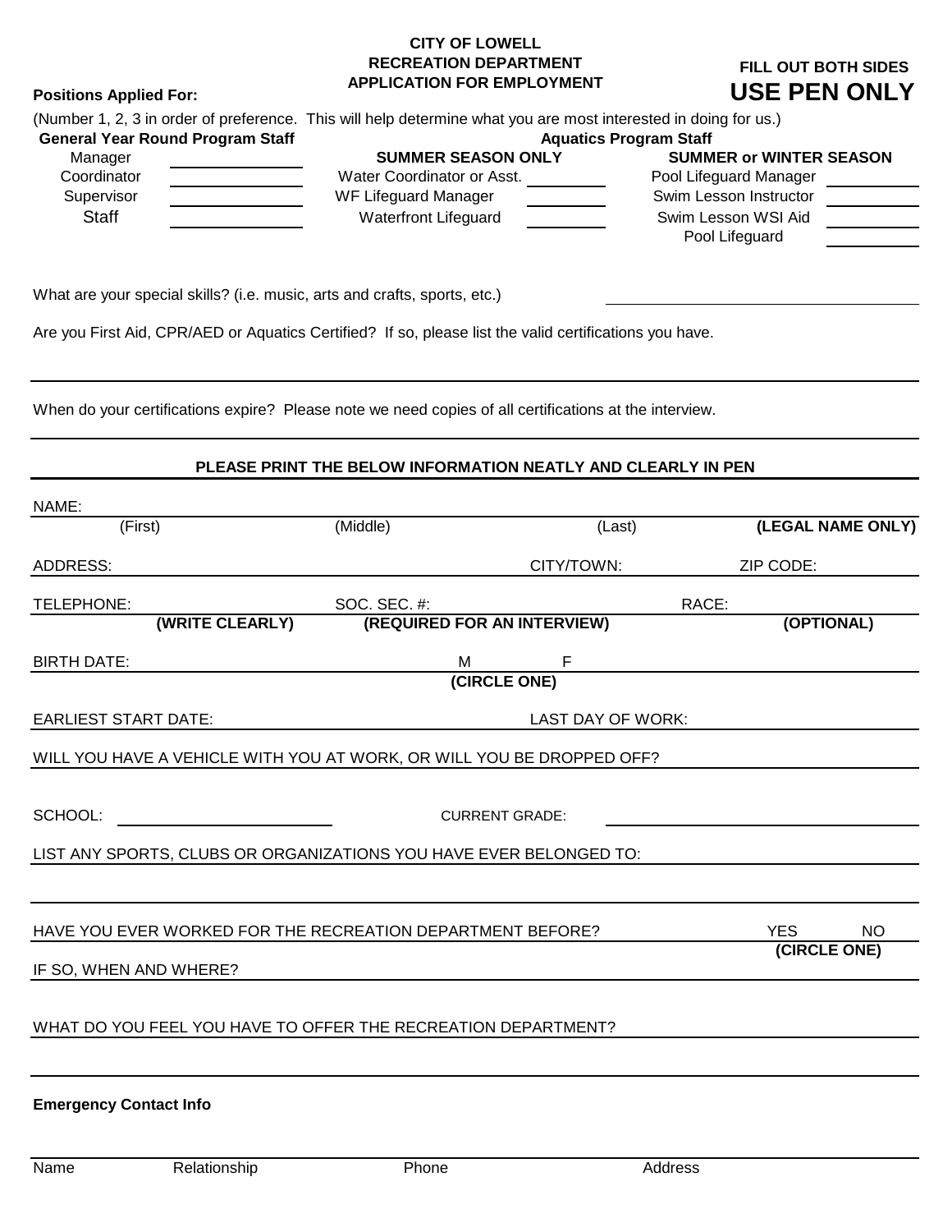# CITY OF LOWELL
## RECREATION DEPARTMENT
## APPLICATION FOR EMPLOYMENT

**FILL OUT BOTH SIDES**

**USE PEN ONLY**

**Positions Applied For:**

(Number 1, 2, 3 in order of preference. This will help determine what you are most interested in doing for us.)

| General Year Round Program Staff | | Aquatics Program Staff – SUMMER SEASON ONLY | | Aquatics Program Staff – SUMMER or WINTER SEASON | |
|---|---|---|---|---|---|
| Manager | ______ | Water Coordinator or Asst. | ______ | Pool Lifeguard Manager | ______ |
| Coordinator | ______ | WF Lifeguard Manager | ______ | Swim Lesson Instructor | ______ |
| Supervisor | ______ | Waterfront Lifeguard | ______ | Swim Lesson WSI Aid | ______ |
| Staff | ______ | | | Pool Lifeguard | ______ |

What are your special skills? (i.e. music, arts and crafts, sports, etc.) ______________________

Are you First Aid, CPR/AED or Aquatics Certified? If so, please list the valid certifications you have.

______________________________________________________________________

When do your certifications expire? Please note we need copies of all certifications at the interview.

______________________________________________________________________

**PLEASE PRINT THE BELOW INFORMATION NEATLY AND CLEARLY IN PEN**

NAME: ______________________________________________________________________
(First) (Middle) (Last) **(LEGAL NAME ONLY)**

ADDRESS: ______________________ CITY/TOWN: ______________ ZIP CODE: ______________

TELEPHONE: ______________ SOC. SEC. #: ______________ RACE: ______________
**(WRITE CLEARLY)** **(REQUIRED FOR AN INTERVIEW)** **(OPTIONAL)**

BIRTH DATE: ______________ M F
**(CIRCLE ONE)**

EARLIEST START DATE: ______________ LAST DAY OF WORK: ______________

WILL YOU HAVE A VEHICLE WITH YOU AT WORK, OR WILL YOU BE DROPPED OFF? ______________

SCHOOL: ______________ CURRENT GRADE: ______________

LIST ANY SPORTS, CLUBS OR ORGANIZATIONS YOU HAVE EVER BELONGED TO: ______________

______________________________________________________________________

HAVE YOU EVER WORKED FOR THE RECREATION DEPARTMENT BEFORE? YES NO
**(CIRCLE ONE)**

IF SO, WHEN AND WHERE? ______________________________________________

WHAT DO YOU FEEL YOU HAVE TO OFFER THE RECREATION DEPARTMENT? ______________

______________________________________________________________________

**Emergency Contact Info**

______________________________________________________________________

Name Relationship Phone Address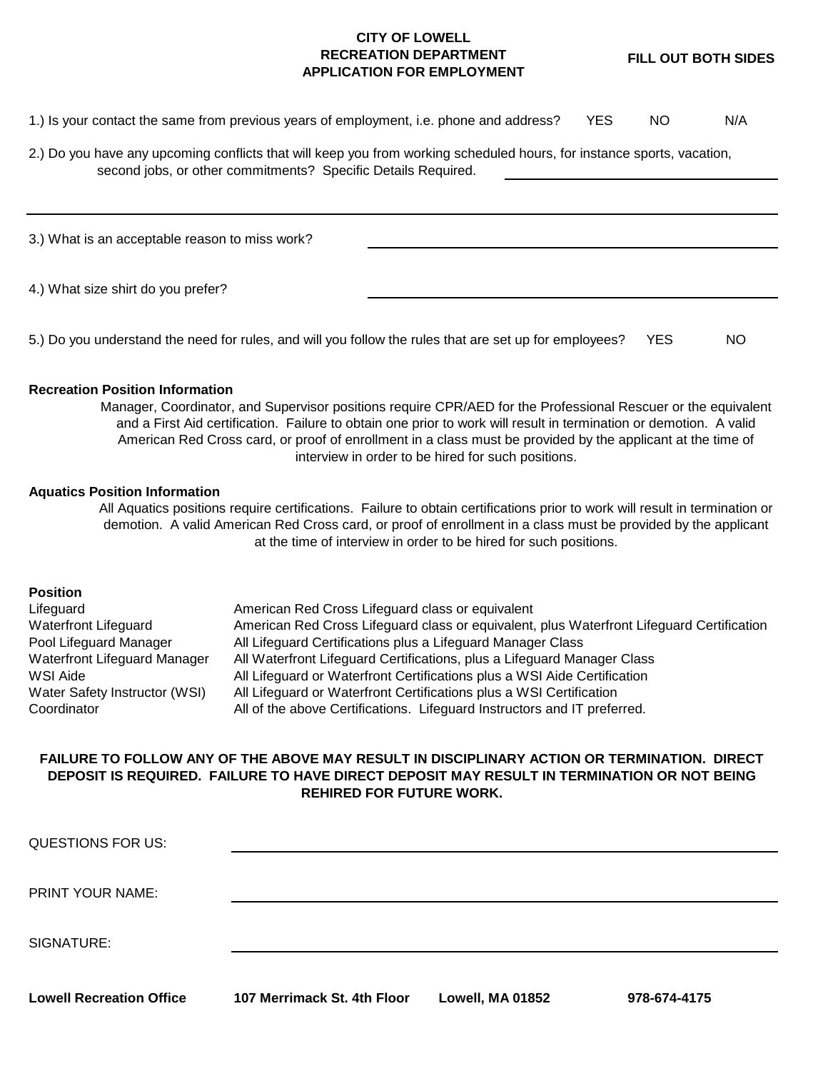**CITY OF LOWELL**
**RECREATION DEPARTMENT**
**APPLICATION FOR EMPLOYMENT**

**FILL OUT BOTH SIDES**

1.) Is your contact the same from previous years of employment, i.e. phone and address? YES NO N/A

2.) Do you have any upcoming conflicts that will keep you from working scheduled hours, for instance sports, vacation, second jobs, or other commitments? Specific Details Required. \_\_\_\_\_\_\_\_\_\_\_\_\_\_\_\_\_\_\_\_

\_\_\_\_\_\_\_\_\_\_\_\_\_\_\_\_\_\_\_\_\_\_\_\_\_\_\_\_\_\_\_\_\_\_\_\_\_\_\_\_

3.) What is an acceptable reason to miss work? \_\_\_\_\_\_\_\_\_\_\_\_\_\_\_\_\_\_\_\_

4.) What size shirt do you prefer? \_\_\_\_\_\_\_\_\_\_\_\_\_\_\_\_\_\_\_\_

5.) Do you understand the need for rules, and will you follow the rules that are set up for employees? YES NO

**Recreation Position Information**

Manager, Coordinator, and Supervisor positions require CPR/AED for the Professional Rescuer or the equivalent and a First Aid certification. Failure to obtain one prior to work will result in termination or demotion. A valid American Red Cross card, or proof of enrollment in a class must be provided by the applicant at the time of interview in order to be hired for such positions.

**Aquatics Position Information**

All Aquatics positions require certifications. Failure to obtain certifications prior to work will result in termination or demotion. A valid American Red Cross card, or proof of enrollment in a class must be provided by the applicant at the time of interview in order to be hired for such positions.

| **Position** | |
|---|---|
| Lifeguard | American Red Cross Lifeguard class or equivalent |
| Waterfront Lifeguard | American Red Cross Lifeguard class or equivalent, plus Waterfront Lifeguard Certification |
| Pool Lifeguard Manager | All Lifeguard Certifications plus a Lifeguard Manager Class |
| Waterfront Lifeguard Manager | All Waterfront Lifeguard Certifications, plus a Lifeguard Manager Class |
| WSI Aide | All Lifeguard or Waterfront Certifications plus a WSI Aide Certification |
| Water Safety Instructor (WSI) | All Lifeguard or Waterfront Certifications plus a WSI Certification |
| Coordinator | All of the above Certifications. Lifeguard Instructors and IT preferred. |

**FAILURE TO FOLLOW ANY OF THE ABOVE MAY RESULT IN DISCIPLINARY ACTION OR TERMINATION. DIRECT DEPOSIT IS REQUIRED. FAILURE TO HAVE DIRECT DEPOSIT MAY RESULT IN TERMINATION OR NOT BEING REHIRED FOR FUTURE WORK.**

QUESTIONS FOR US: \_\_\_\_\_\_\_\_\_\_\_\_\_\_\_\_\_\_\_\_

PRINT YOUR NAME: \_\_\_\_\_\_\_\_\_\_\_\_\_\_\_\_\_\_\_\_

SIGNATURE: \_\_\_\_\_\_\_\_\_\_\_\_\_\_\_\_\_\_\_\_

**Lowell Recreation Office** **107 Merrimack St. 4th Floor** **Lowell, MA 01852** **978-674-4175**